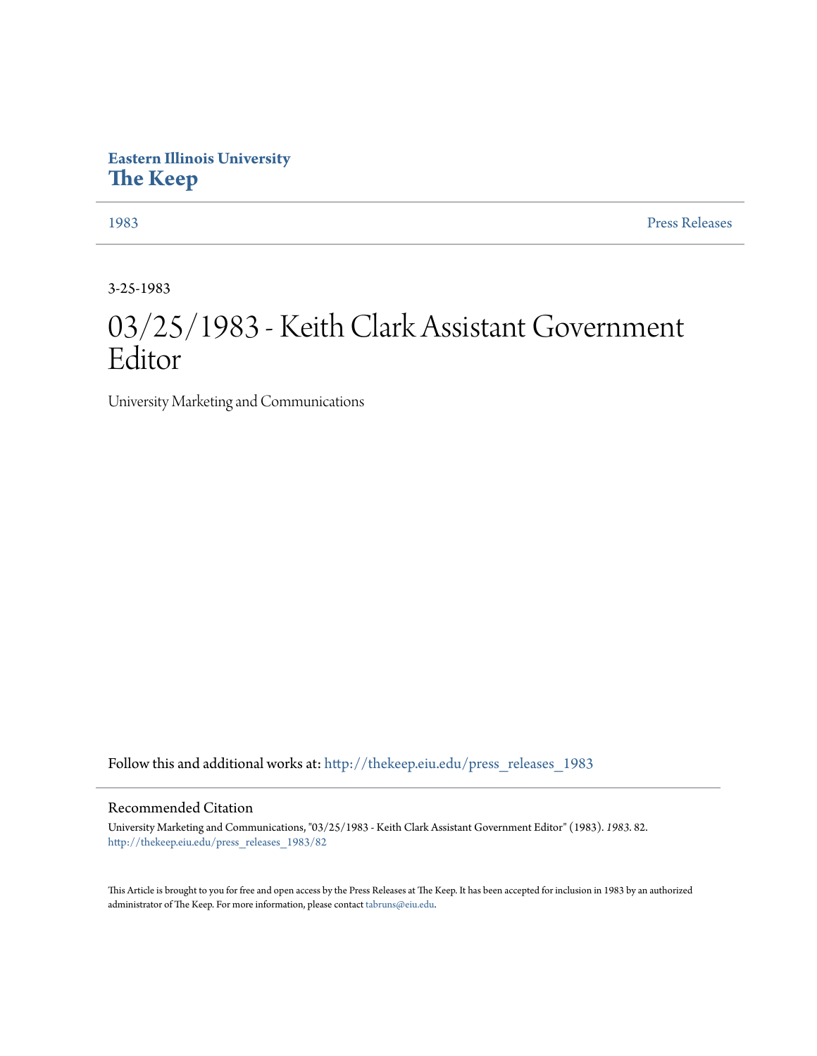Eastern Illinois University
**The Keep**

1983 Press Releases

3-25-1983

# 03/25/1983 - Keith Clark Assistant Government Editor

University Marketing and Communications

Follow this and additional works at: http://thekeep.eiu.edu/press_releases_1983

## Recommended Citation

University Marketing and Communications, "03/25/1983 - Keith Clark Assistant Government Editor" (1983). *1983*. 82.
http://thekeep.eiu.edu/press_releases_1983/82

This Article is brought to you for free and open access by the Press Releases at The Keep. It has been accepted for inclusion in 1983 by an authorized administrator of The Keep. For more information, please contact tabruns@eiu.edu.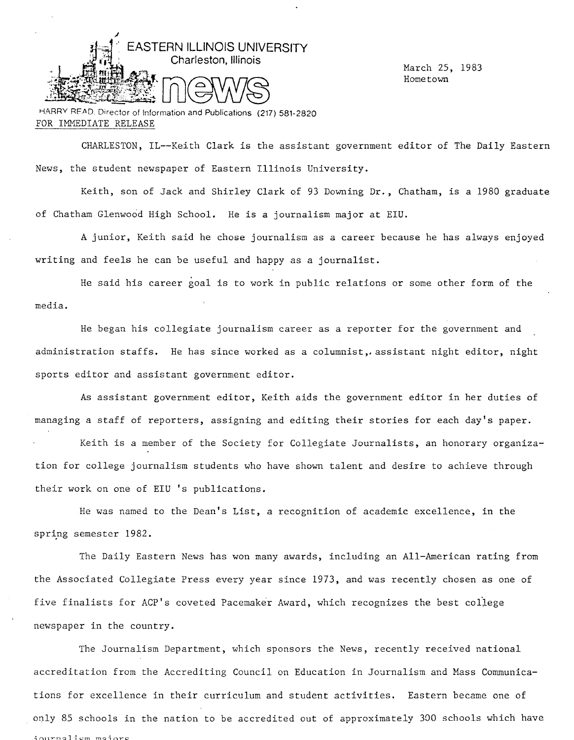EASTERN ILLINOIS UNIVERSITY
Charleston, Illinois

news

HARRY READ, Director of Information and Publications (217) 581-2820

March 25, 1983
Hometown

FOR IMMEDIATE RELEASE

CHARLESTON, IL--Keith Clark is the assistant government editor of The Daily Eastern News, the student newspaper of Eastern Illinois University.

Keith, son of Jack and Shirley Clark of 93 Downing Dr., Chatham, is a 1980 graduate of Chatham Glenwood High School. He is a journalism major at EIU.

A junior, Keith said he chose journalism as a career because he has always enjoyed writing and feels he can be useful and happy as a journalist.

He said his career goal is to work in public relations or some other form of the media.

He began his collegiate journalism career as a reporter for the government and administration staffs. He has since worked as a columnist, assistant night editor, night sports editor and assistant government editor.

As assistant government editor, Keith aids the government editor in her duties of managing a staff of reporters, assigning and editing their stories for each day's paper.

Keith is a member of the Society for Collegiate Journalists, an honorary organization for college journalism students who have shown talent and desire to achieve through their work on one of EIU 's publications.

He was named to the Dean's List, a recognition of academic excellence, in the spring semester 1982.

The Daily Eastern News has won many awards, including an All-American rating from the Associated Collegiate Press every year since 1973, and was recently chosen as one of five finalists for ACP's coveted Pacemaker Award, which recognizes the best college newspaper in the country.

The Journalism Department, which sponsors the News, recently received national accreditation from the Accrediting Council on Education in Journalism and Mass Communications for excellence in their curriculum and student activities. Eastern became one of only 85 schools in the nation to be accredited out of approximately 300 schools which have journalism majors.